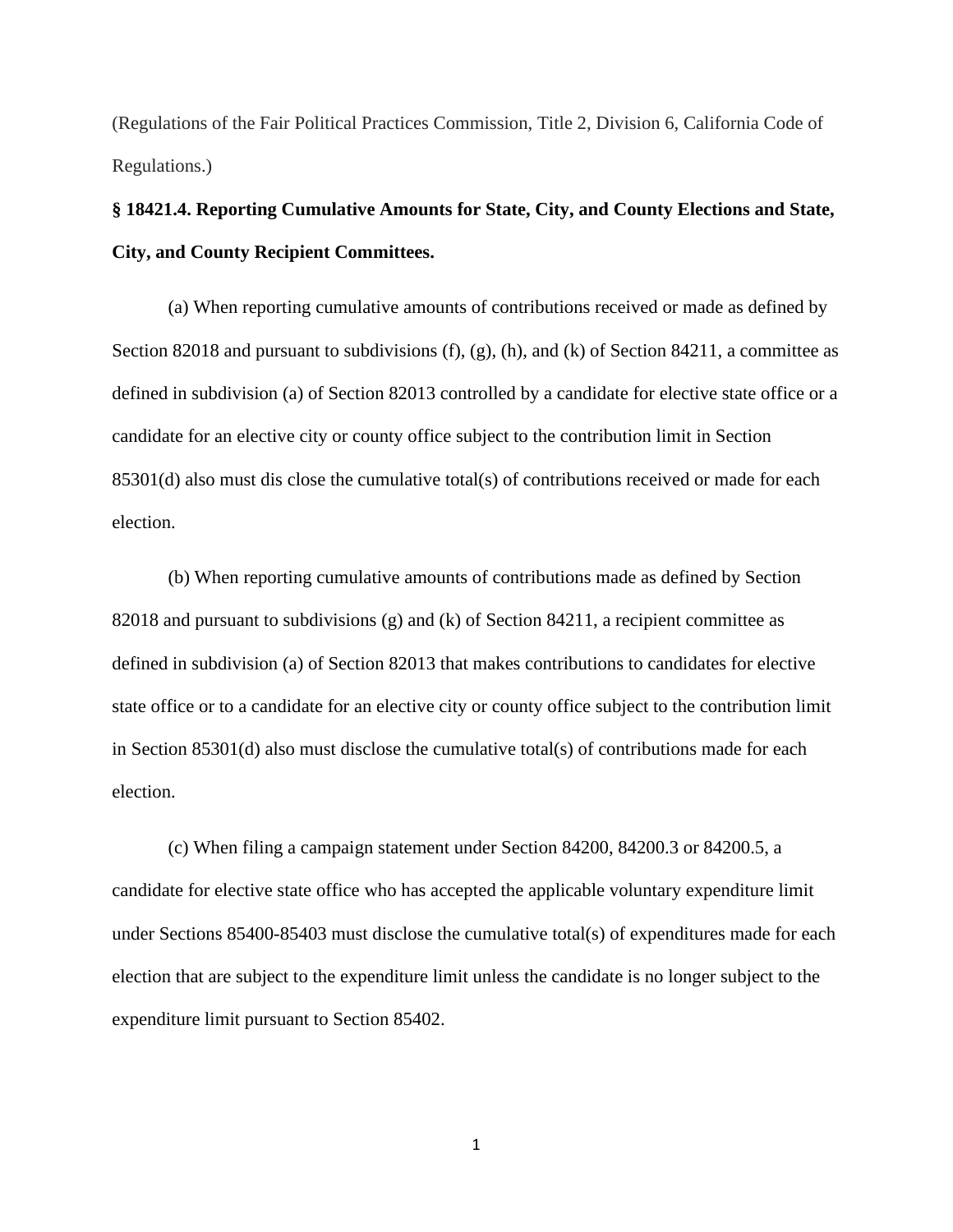(Regulations of the Fair Political Practices Commission, Title 2, Division 6, California Code of Regulations.)

**§ 18421.4. Reporting Cumulative Amounts for State, City, and County Elections and State, City, and County Recipient Committees.**

(a) When reporting cumulative amounts of contributions received or made as defined by Section 82018 and pursuant to subdivisions (f), (g), (h), and (k) of Section 84211, a committee as defined in subdivision (a) of Section 82013 controlled by a candidate for elective state office or a candidate for an elective city or county office subject to the contribution limit in Section 85301(d) also must dis close the cumulative total(s) of contributions received or made for each election.

(b) When reporting cumulative amounts of contributions made as defined by Section 82018 and pursuant to subdivisions (g) and (k) of Section 84211, a recipient committee as defined in subdivision (a) of Section 82013 that makes contributions to candidates for elective state office or to a candidate for an elective city or county office subject to the contribution limit in Section 85301(d) also must disclose the cumulative total(s) of contributions made for each election.

(c) When filing a campaign statement under Section 84200, 84200.3 or 84200.5, a candidate for elective state office who has accepted the applicable voluntary expenditure limit under Sections 85400-85403 must disclose the cumulative total(s) of expenditures made for each election that are subject to the expenditure limit unless the candidate is no longer subject to the expenditure limit pursuant to Section 85402.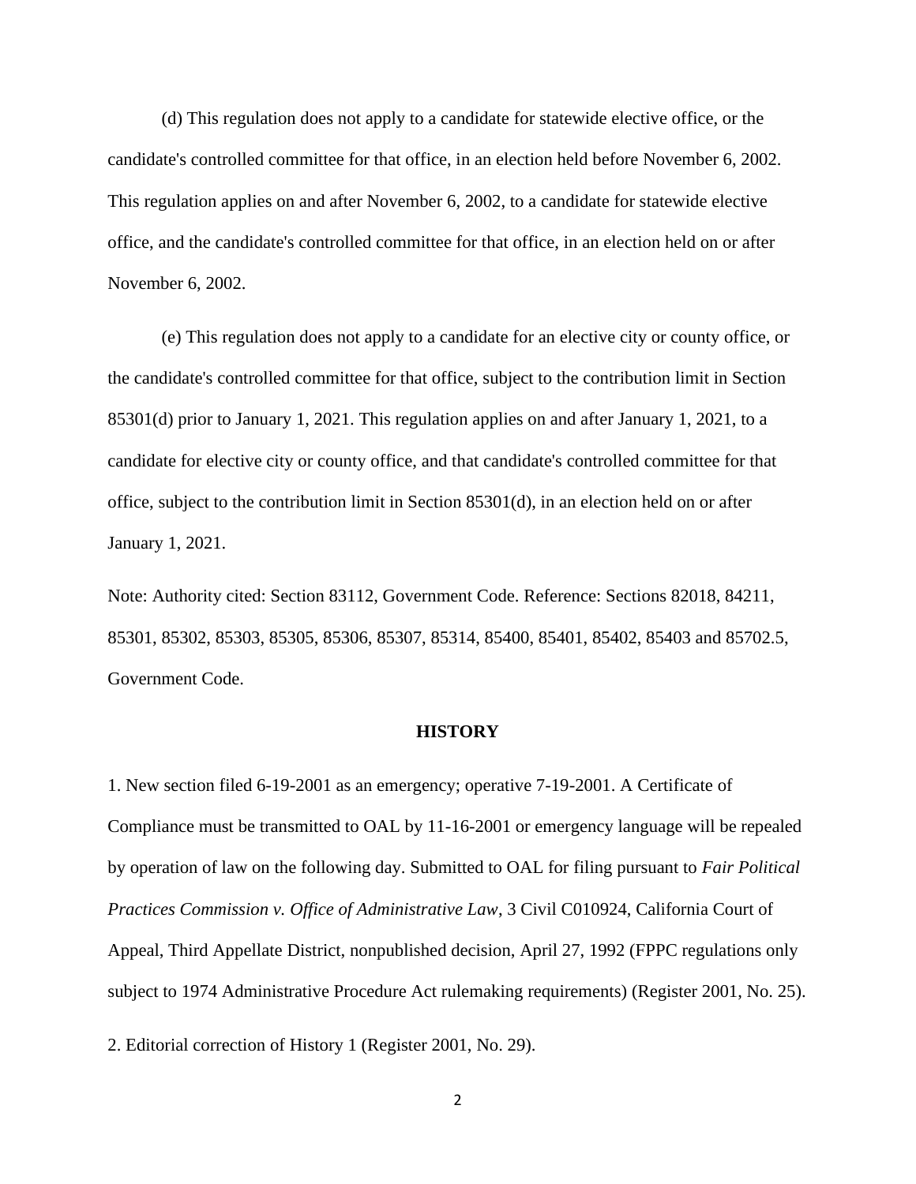(d) This regulation does not apply to a candidate for statewide elective office, or the candidate's controlled committee for that office, in an election held before November 6, 2002. This regulation applies on and after November 6, 2002, to a candidate for statewide elective office, and the candidate's controlled committee for that office, in an election held on or after November 6, 2002.

(e) This regulation does not apply to a candidate for an elective city or county office, or the candidate's controlled committee for that office, subject to the contribution limit in Section 85301(d) prior to January 1, 2021. This regulation applies on and after January 1, 2021, to a candidate for elective city or county office, and that candidate's controlled committee for that office, subject to the contribution limit in Section 85301(d), in an election held on or after January 1, 2021.

Note: Authority cited: Section 83112, Government Code. Reference: Sections 82018, 84211, 85301, 85302, 85303, 85305, 85306, 85307, 85314, 85400, 85401, 85402, 85403 and 85702.5, Government Code.

**HISTORY**

1. New section filed 6-19-2001 as an emergency; operative 7-19-2001. A Certificate of Compliance must be transmitted to OAL by 11-16-2001 or emergency language will be repealed by operation of law on the following day. Submitted to OAL for filing pursuant to *Fair Political Practices Commission v. Office of Administrative Law*, 3 Civil C010924, California Court of Appeal, Third Appellate District, nonpublished decision, April 27, 1992 (FPPC regulations only subject to 1974 Administrative Procedure Act rulemaking requirements) (Register 2001, No. 25).

2. Editorial correction of History 1 (Register 2001, No. 29).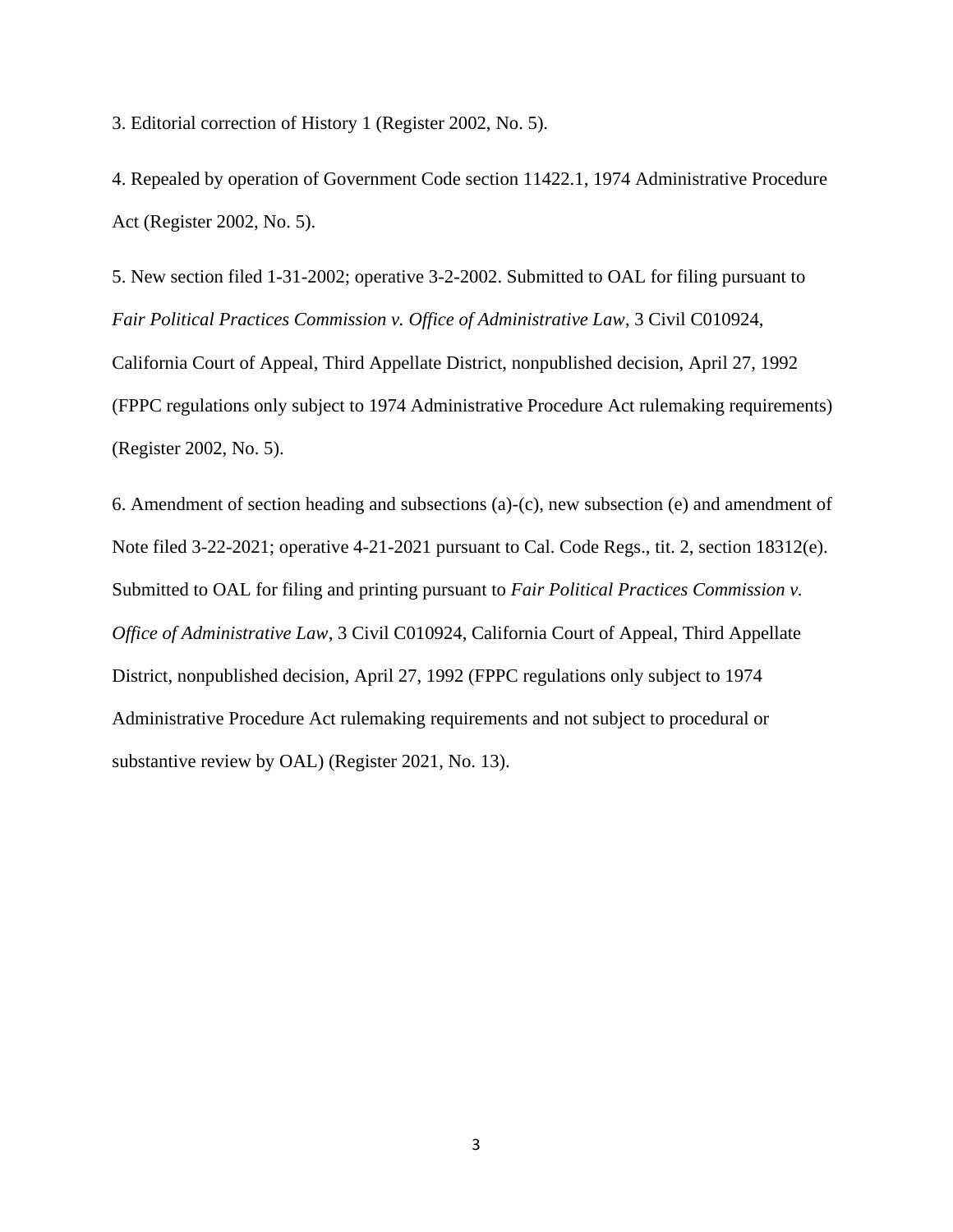3. Editorial correction of History 1 (Register 2002, No. 5).

4. Repealed by operation of Government Code section 11422.1, 1974 Administrative Procedure Act (Register 2002, No. 5).

5. New section filed 1-31-2002; operative 3-2-2002. Submitted to OAL for filing pursuant to *Fair Political Practices Commission v. Office of Administrative Law*, 3 Civil C010924, California Court of Appeal, Third Appellate District, nonpublished decision, April 27, 1992 (FPPC regulations only subject to 1974 Administrative Procedure Act rulemaking requirements) (Register 2002, No. 5).

6. Amendment of section heading and subsections (a)-(c), new subsection (e) and amendment of Note filed 3-22-2021; operative 4-21-2021 pursuant to Cal. Code Regs., tit. 2, section 18312(e). Submitted to OAL for filing and printing pursuant to *Fair Political Practices Commission v. Office of Administrative Law*, 3 Civil C010924, California Court of Appeal, Third Appellate District, nonpublished decision, April 27, 1992 (FPPC regulations only subject to 1974 Administrative Procedure Act rulemaking requirements and not subject to procedural or substantive review by OAL) (Register 2021, No. 13).